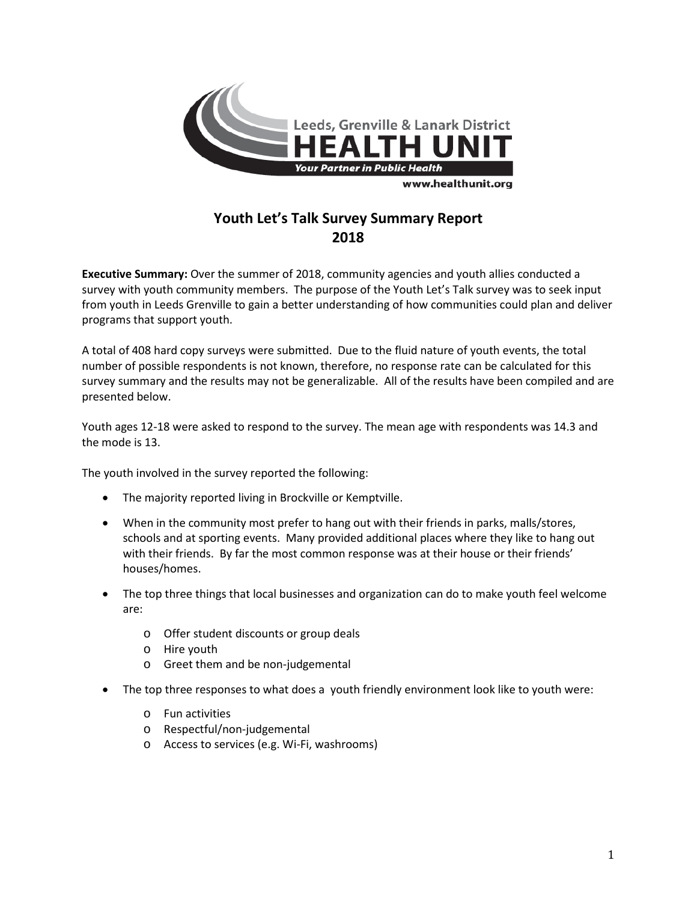Leeds, Grenville & Lanark District
HEALTH UNIT
Your Partner in Public Health
www.healthunit.org

# Youth Let's Talk Survey Summary Report 2018

**Executive Summary:** Over the summer of 2018, community agencies and youth allies conducted a survey with youth community members. The purpose of the Youth Let's Talk survey was to seek input from youth in Leeds Grenville to gain a better understanding of how communities could plan and deliver programs that support youth.

A total of 408 hard copy surveys were submitted. Due to the fluid nature of youth events, the total number of possible respondents is not known, therefore, no response rate can be calculated for this survey summary and the results may not be generalizable. All of the results have been compiled and are presented below.

Youth ages 12-18 were asked to respond to the survey. The mean age with respondents was 14.3 and the mode is 13.

The youth involved in the survey reported the following:

- The majority reported living in Brockville or Kemptville.
- When in the community most prefer to hang out with their friends in parks, malls/stores, schools and at sporting events. Many provided additional places where they like to hang out with their friends. By far the most common response was at their house or their friends' houses/homes.
- The top three things that local businesses and organization can do to make youth feel welcome are:
  - Offer student discounts or group deals
  - Hire youth
  - Greet them and be non-judgemental
- The top three responses to what does a youth friendly environment look like to youth were:
  - Fun activities
  - Respectful/non-judgemental
  - Access to services (e.g. Wi-Fi, washrooms)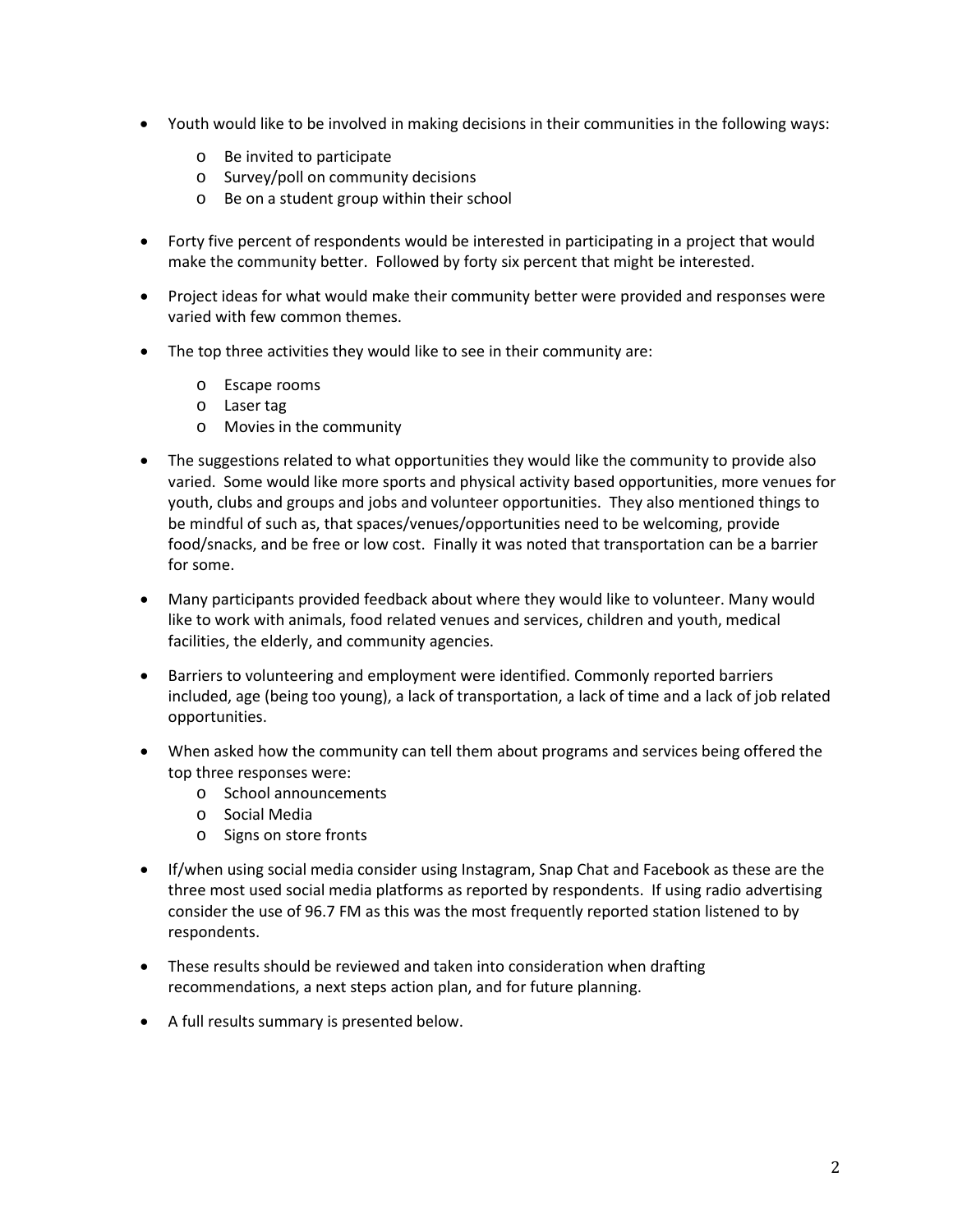- Youth would like to be involved in making decisions in their communities in the following ways:
  - Be invited to participate
  - Survey/poll on community decisions
  - Be on a student group within their school

- Forty five percent of respondents would be interested in participating in a project that would make the community better. Followed by forty six percent that might be interested.

- Project ideas for what would make their community better were provided and responses were varied with few common themes.

- The top three activities they would like to see in their community are:
  - Escape rooms
  - Laser tag
  - Movies in the community

- The suggestions related to what opportunities they would like the community to provide also varied. Some would like more sports and physical activity based opportunities, more venues for youth, clubs and groups and jobs and volunteer opportunities. They also mentioned things to be mindful of such as, that spaces/venues/opportunities need to be welcoming, provide food/snacks, and be free or low cost. Finally it was noted that transportation can be a barrier for some.

- Many participants provided feedback about where they would like to volunteer. Many would like to work with animals, food related venues and services, children and youth, medical facilities, the elderly, and community agencies.

- Barriers to volunteering and employment were identified. Commonly reported barriers included, age (being too young), a lack of transportation, a lack of time and a lack of job related opportunities.

- When asked how the community can tell them about programs and services being offered the top three responses were:
  - School announcements
  - Social Media
  - Signs on store fronts

- If/when using social media consider using Instagram, Snap Chat and Facebook as these are the three most used social media platforms as reported by respondents. If using radio advertising consider the use of 96.7 FM as this was the most frequently reported station listened to by respondents.

- These results should be reviewed and taken into consideration when drafting recommendations, a next steps action plan, and for future planning.

- A full results summary is presented below.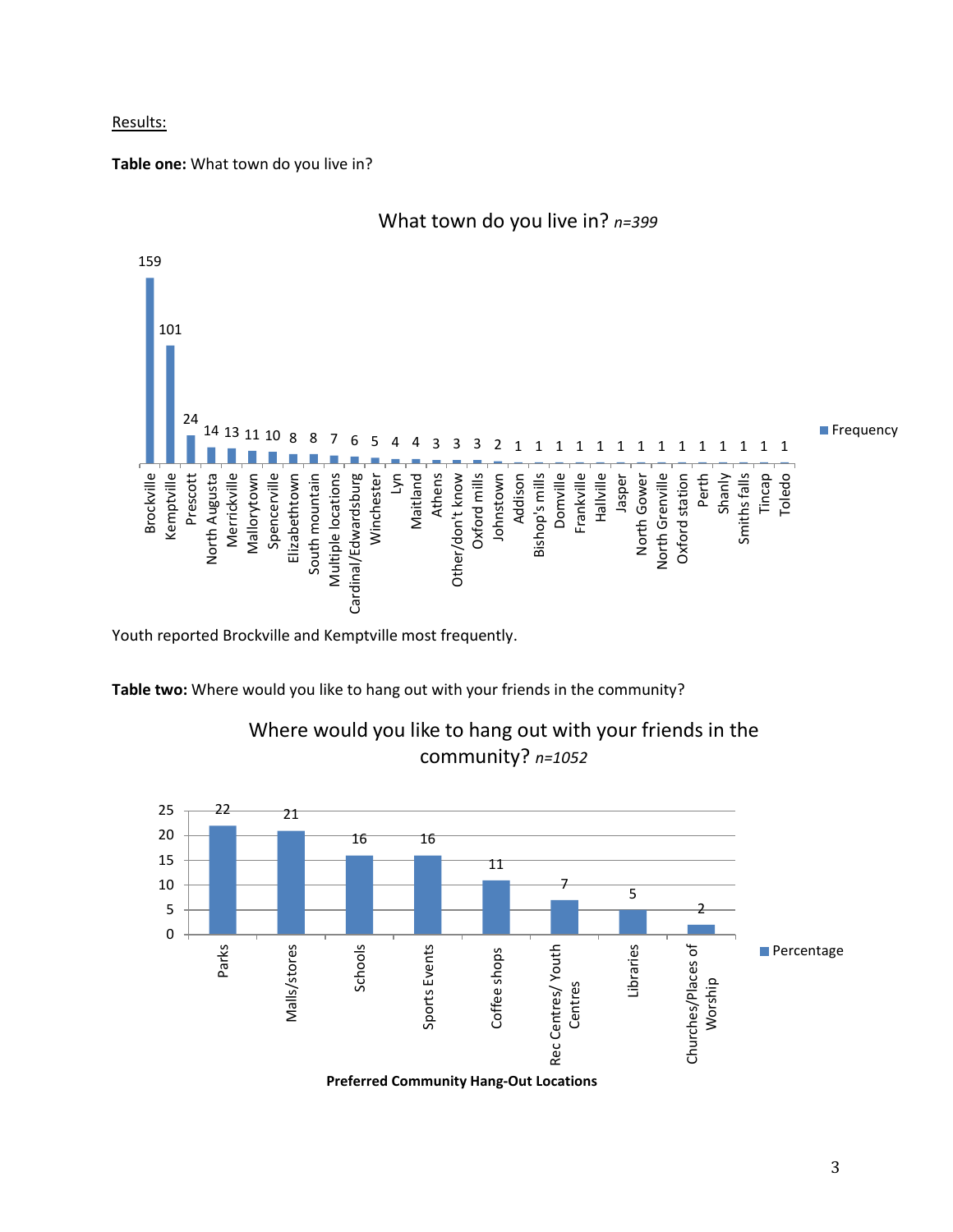Results:

**Table one:** What town do you live in?

What town do you live in? *n=399*

| Town | Frequency |
|---|---|
| Brockville | 159 |
| Kemptville | 101 |
| Prescott | 24 |
| North Augusta | 14 |
| Merrickville | 13 |
| Mallorytown | 11 |
| Spencerville | 10 |
| Elizabethtown | 8 |
| South mountain | 8 |
| Multiple locations | 7 |
| Cardinal/Edwardsburg | 6 |
| Winchester | 5 |
| Lyn | 4 |
| Maitland | 4 |
| Athens | 3 |
| Other/don't know | 3 |
| Oxford mills | 3 |
| Johnstown | 2 |
| Addison | 1 |
| Bishop's mills | 1 |
| Domville | 1 |
| Frankville | 1 |
| Hallville | 1 |
| Jasper | 1 |
| North Gower | 1 |
| North Grenville | 1 |
| Oxford station | 1 |
| Perth | 1 |
| Shanly | 1 |
| Smiths falls | 1 |
| Tincap | 1 |
| Toledo | 1 |

Youth reported Brockville and Kemptville most frequently.

**Table two:** Where would you like to hang out with your friends in the community?

Where would you like to hang out with your friends in the community? *n=1052*

| Preferred Community Hang-Out Locations | Percentage |
|---|---|
| Parks | 22 |
| Malls/stores | 21 |
| Schools | 16 |
| Sports Events | 16 |
| Coffee shops | 11 |
| Rec Centres/ Youth Centres | 7 |
| Libraries | 5 |
| Churches/Places of Worship | 2 |

**Preferred Community Hang-Out Locations**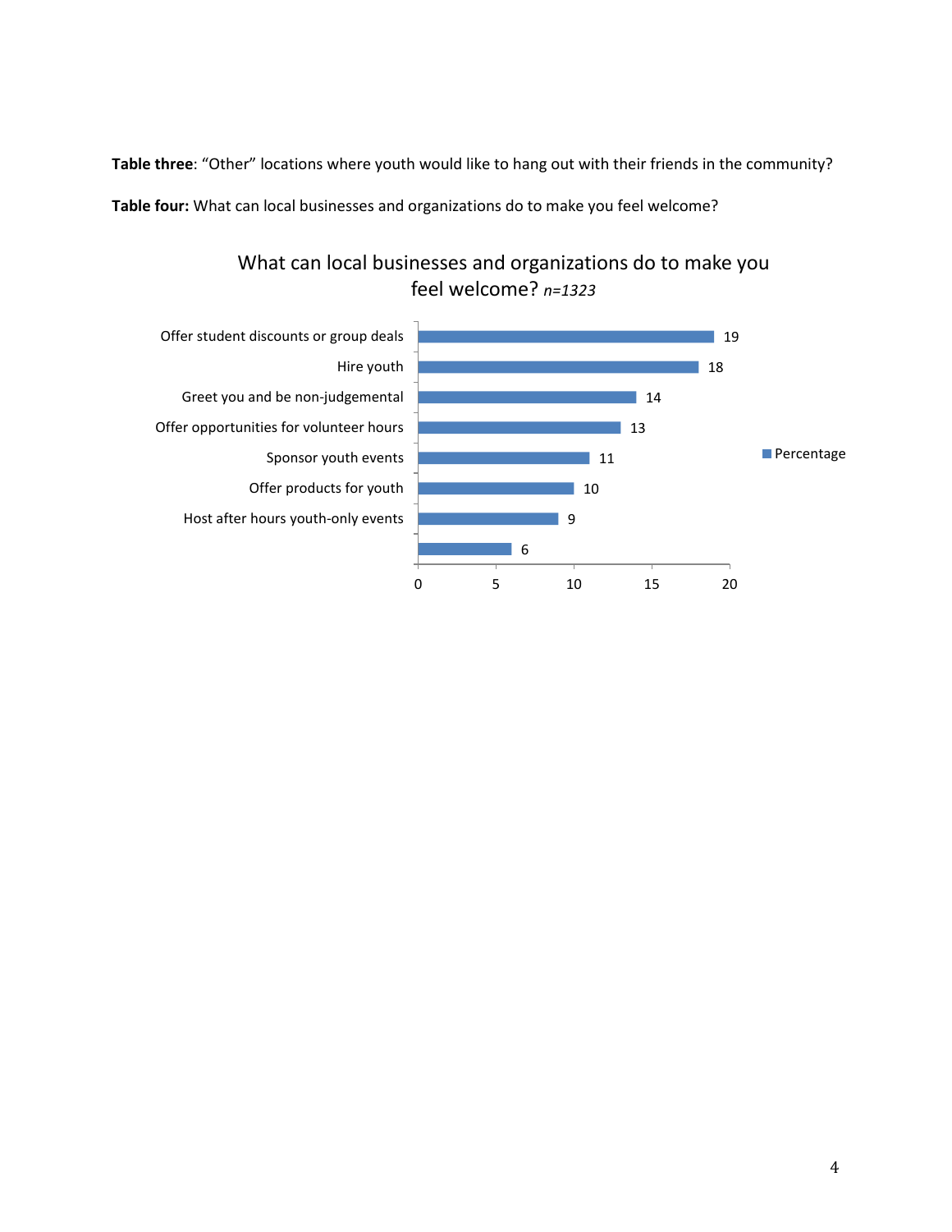**Table three**: "Other" locations where youth would like to hang out with their friends in the community?

**Table four:** What can local businesses and organizations do to make you feel welcome?

What can local businesses and organizations do to make you feel welcome? *n=1323*

| Response | Percentage |
| --- | --- |
| Offer student discounts or group deals | 19 |
| Hire youth | 18 |
| Greet you and be non-judgemental | 14 |
| Offer opportunities for volunteer hours | 13 |
| Sponsor youth events | 11 |
| Offer products for youth | 10 |
| Host after hours youth-only events | 9 |
| | 6 |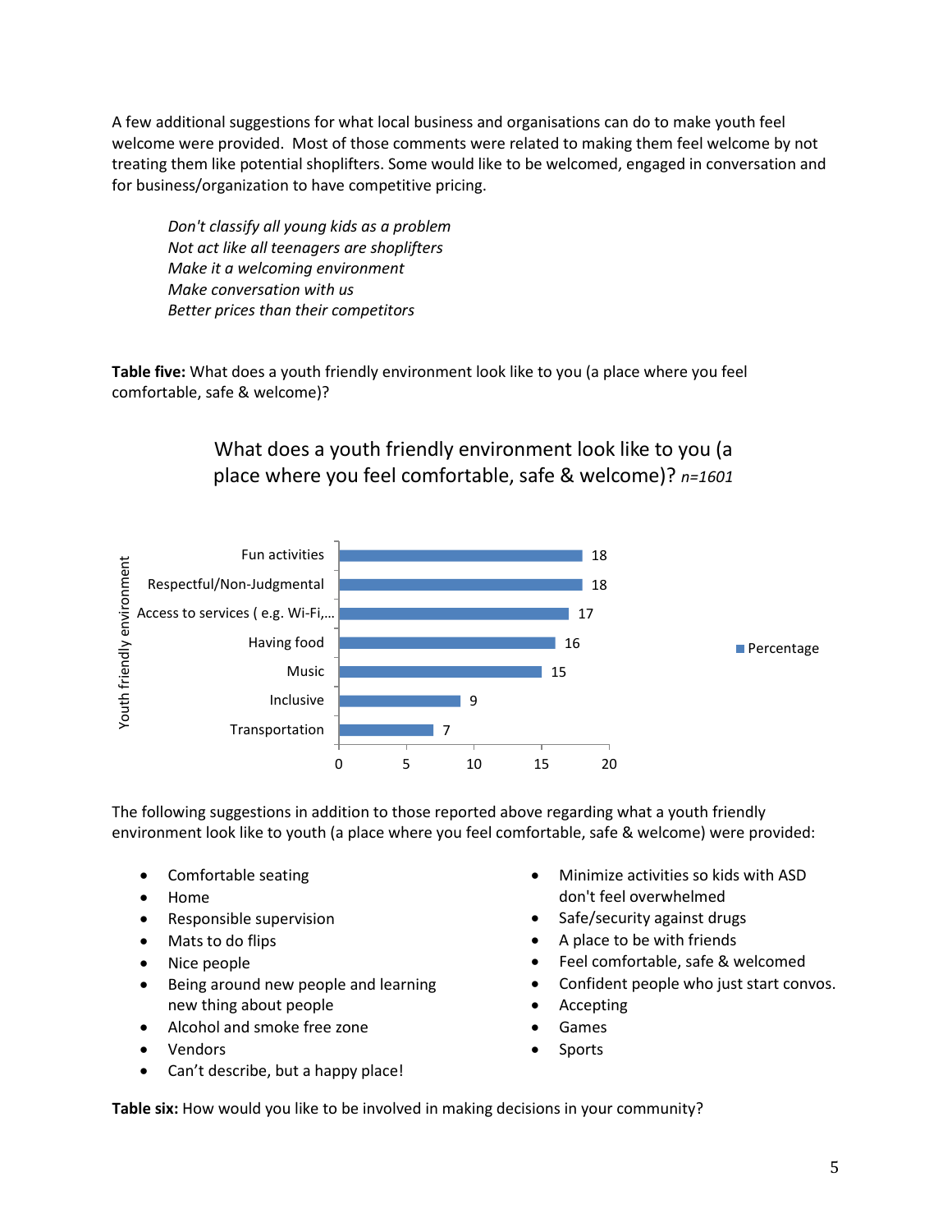A few additional suggestions for what local business and organisations can do to make youth feel welcome were provided. Most of those comments were related to making them feel welcome by not treating them like potential shoplifters. Some would like to be welcomed, engaged in conversation and for business/organization to have competitive pricing.

> *Don't classify all young kids as a problem*
> *Not act like all teenagers are shoplifters*
> *Make it a welcoming environment*
> *Make conversation with us*
> *Better prices than their competitors*

**Table five:** What does a youth friendly environment look like to you (a place where you feel comfortable, safe & welcome)?

What does a youth friendly environment look like to you (a place where you feel comfortable, safe & welcome)? *n=1601*

| Youth friendly environment | Percentage |
|---|---|
| Fun activities | 18 |
| Respectful/Non-Judgmental | 18 |
| Access to services ( e.g. Wi-Fi,… | 17 |
| Having food | 16 |
| Music | 15 |
| Inclusive | 9 |
| Transportation | 7 |

The following suggestions in addition to those reported above regarding what a youth friendly environment look like to youth (a place where you feel comfortable, safe & welcome) were provided:

- Comfortable seating
- Home
- Responsible supervision
- Mats to do flips
- Nice people
- Being around new people and learning new thing about people
- Alcohol and smoke free zone
- Vendors
- Can't describe, but a happy place!
- Minimize activities so kids with ASD don't feel overwhelmed
- Safe/security against drugs
- A place to be with friends
- Feel comfortable, safe & welcomed
- Confident people who just start convos.
- Accepting
- Games
- Sports

**Table six:** How would you like to be involved in making decisions in your community?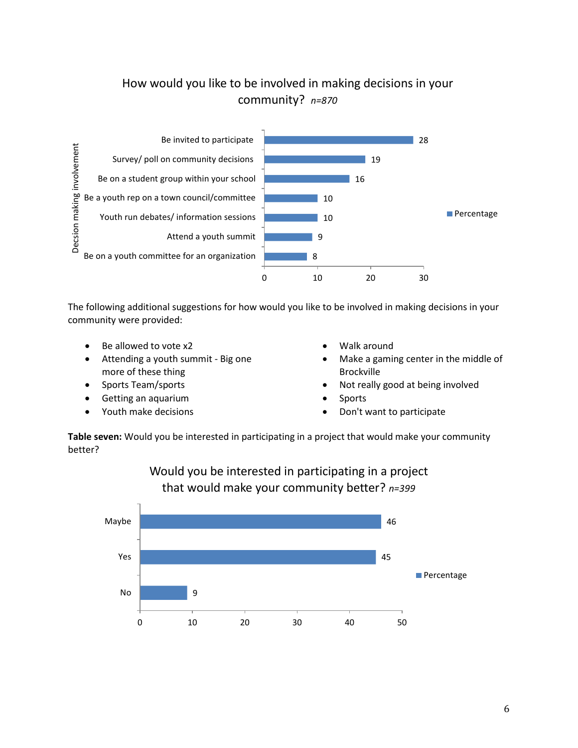How would you like to be involved in making decisions in your community? *n=870*

| Decsion making involvement | Percentage |
|---|---|
| Be invited to participate | 28 |
| Survey/ poll on community decisions | 19 |
| Be on a student group within your school | 16 |
| Be a youth rep on a town council/committee | 10 |
| Youth run debates/ information sessions | 10 |
| Attend a youth summit | 9 |
| Be on a youth committee for an organization | 8 |

The following additional suggestions for how would you like to be involved in making decisions in your community were provided:

- Be allowed to vote x2
- Attending a youth summit - Big one more of these thing
- Sports Team/sports
- Getting an aquarium
- Youth make decisions
- Walk around
- Make a gaming center in the middle of Brockville
- Not really good at being involved
- Sports
- Don't want to participate

**Table seven:** Would you be interested in participating in a project that would make your community better?

Would you be interested in participating in a project that would make your community better? *n=399*

| Response | Percentage |
|---|---|
| Maybe | 46 |
| Yes | 45 |
| No | 9 |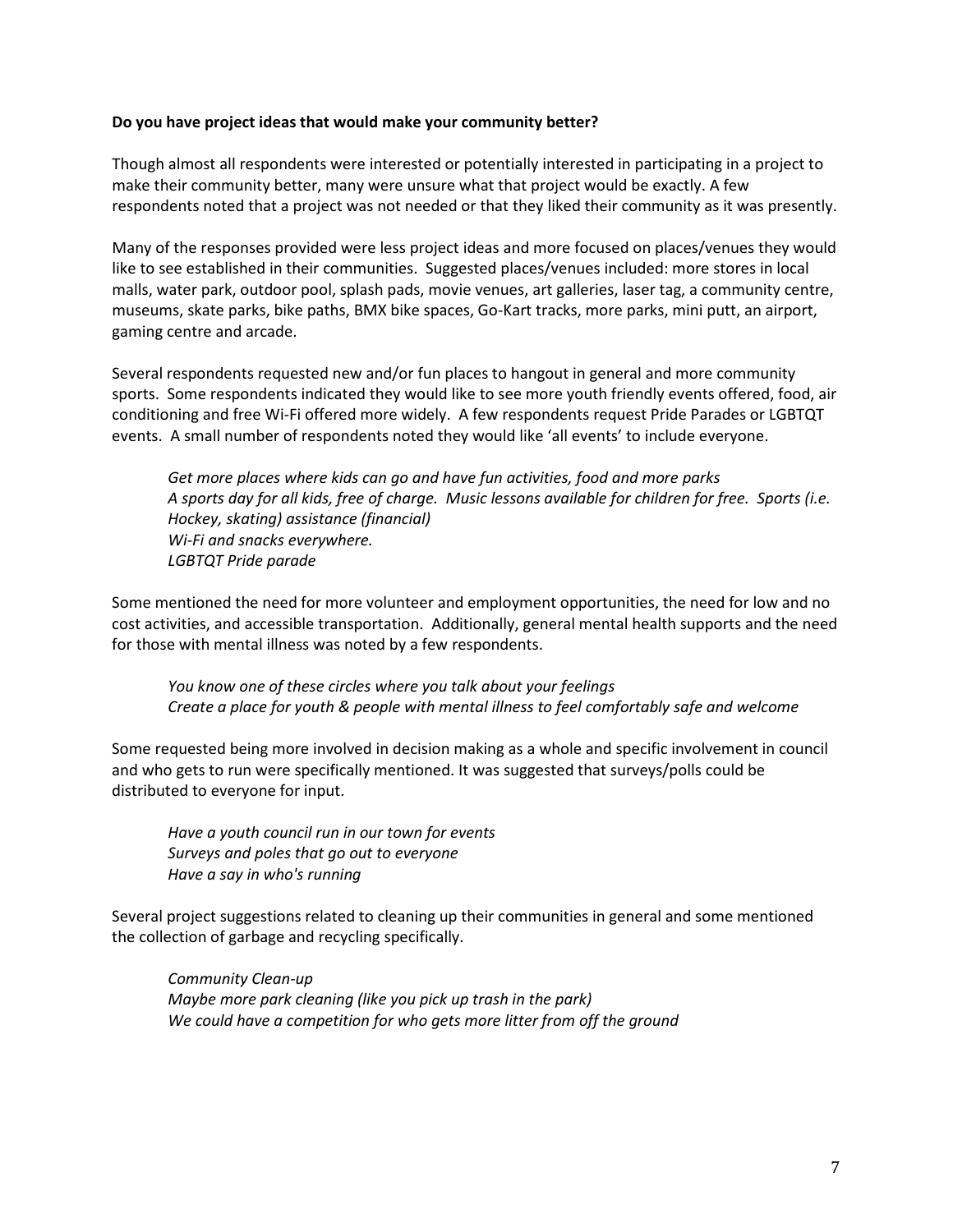**Do you have project ideas that would make your community better?**

Though almost all respondents were interested or potentially interested in participating in a project to make their community better, many were unsure what that project would be exactly. A few respondents noted that a project was not needed or that they liked their community as it was presently.

Many of the responses provided were less project ideas and more focused on places/venues they would like to see established in their communities. Suggested places/venues included: more stores in local malls, water park, outdoor pool, splash pads, movie venues, art galleries, laser tag, a community centre, museums, skate parks, bike paths, BMX bike spaces, Go-Kart tracks, more parks, mini putt, an airport, gaming centre and arcade.

Several respondents requested new and/or fun places to hangout in general and more community sports. Some respondents indicated they would like to see more youth friendly events offered, food, air conditioning and free Wi-Fi offered more widely. A few respondents request Pride Parades or LGBTQT events. A small number of respondents noted they would like 'all events' to include everyone.

> *Get more places where kids can go and have fun activities, food and more parks*
> *A sports day for all kids, free of charge. Music lessons available for children for free. Sports (i.e. Hockey, skating) assistance (financial)*
> *Wi-Fi and snacks everywhere.*
> *LGBTQT Pride parade*

Some mentioned the need for more volunteer and employment opportunities, the need for low and no cost activities, and accessible transportation. Additionally, general mental health supports and the need for those with mental illness was noted by a few respondents.

> *You know one of these circles where you talk about your feelings*
> *Create a place for youth & people with mental illness to feel comfortably safe and welcome*

Some requested being more involved in decision making as a whole and specific involvement in council and who gets to run were specifically mentioned. It was suggested that surveys/polls could be distributed to everyone for input.

> *Have a youth council run in our town for events*
> *Surveys and poles that go out to everyone*
> *Have a say in who's running*

Several project suggestions related to cleaning up their communities in general and some mentioned the collection of garbage and recycling specifically.

> *Community Clean-up*
> *Maybe more park cleaning (like you pick up trash in the park)*
> *We could have a competition for who gets more litter from off the ground*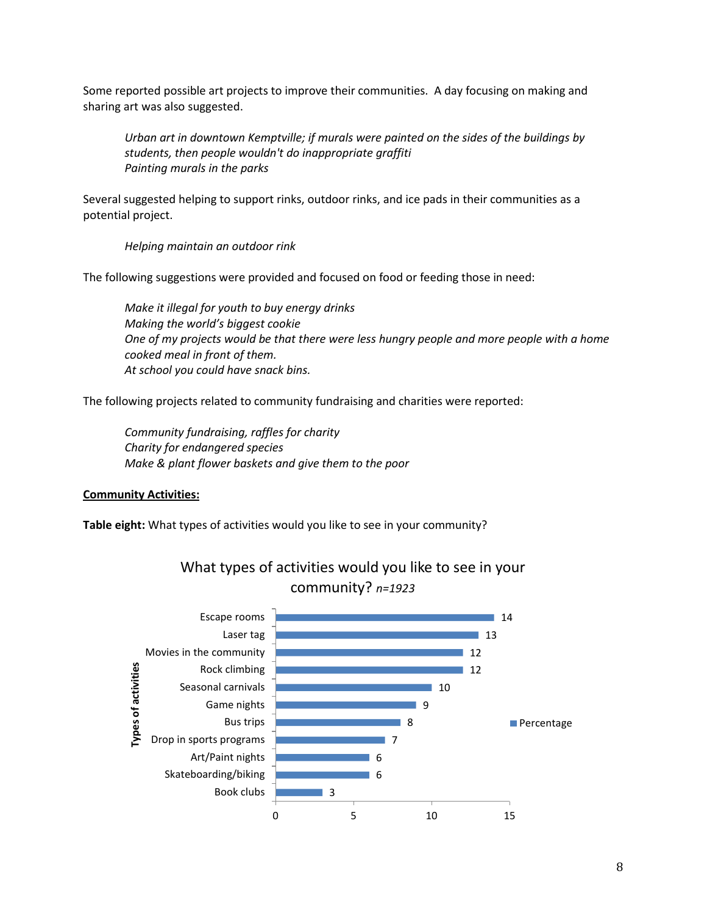Some reported possible art projects to improve their communities. A day focusing on making and sharing art was also suggested.

> *Urban art in downtown Kemptville; if murals were painted on the sides of the buildings by students, then people wouldn't do inappropriate graffiti*
> *Painting murals in the parks*

Several suggested helping to support rinks, outdoor rinks, and ice pads in their communities as a potential project.

> *Helping maintain an outdoor rink*

The following suggestions were provided and focused on food or feeding those in need:

> *Make it illegal for youth to buy energy drinks*
> *Making the world's biggest cookie*
> *One of my projects would be that there were less hungry people and more people with a home cooked meal in front of them.*
> *At school you could have snack bins.*

The following projects related to community fundraising and charities were reported:

> *Community fundraising, raffles for charity*
> *Charity for endangered species*
> *Make & plant flower baskets and give them to the poor*

**Community Activities:**

**Table eight:** What types of activities would you like to see in your community?

What types of activities would you like to see in your community? *n=1923*

| Types of activities | Percentage |
|---|---|
| Escape rooms | 14 |
| Laser tag | 13 |
| Movies in the community | 12 |
| Rock climbing | 12 |
| Seasonal carnivals | 10 |
| Game nights | 9 |
| Bus trips | 8 |
| Drop in sports programs | 7 |
| Art/Paint nights | 6 |
| Skateboarding/biking | 6 |
| Book clubs | 3 |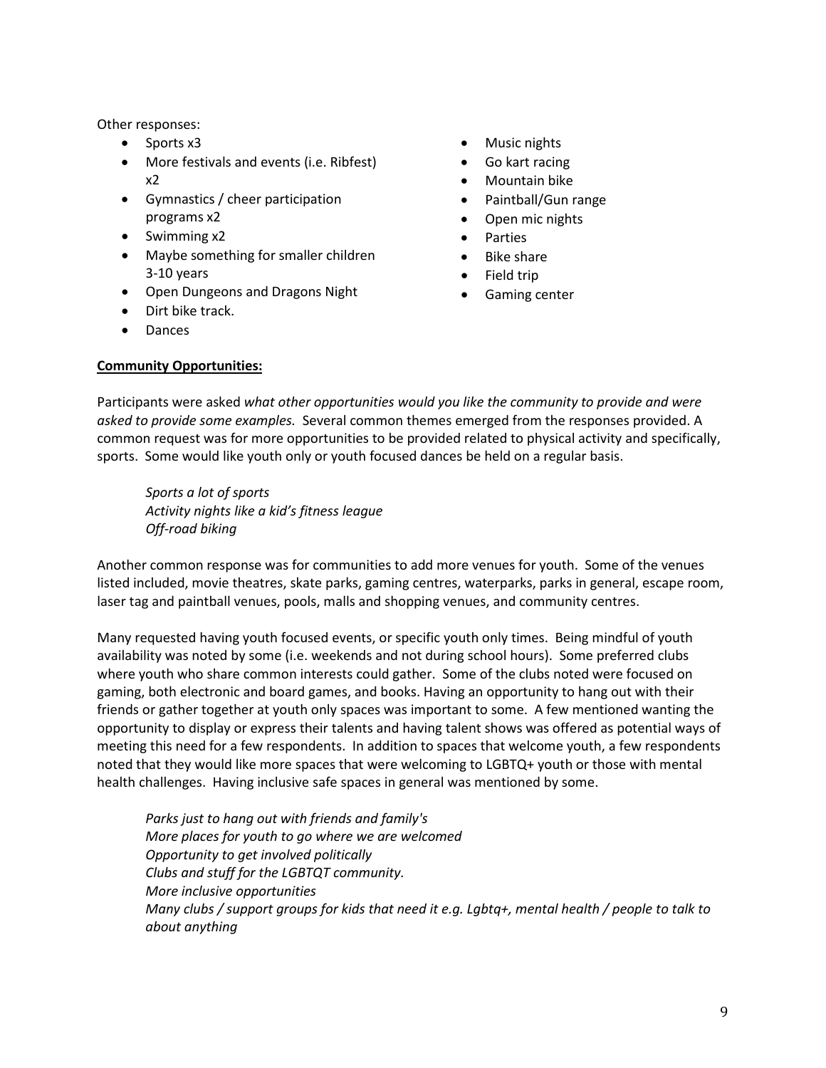Other responses:

- Sports x3
- More festivals and events (i.e. Ribfest) x2
- Gymnastics / cheer participation programs x2
- Swimming x2
- Maybe something for smaller children 3-10 years
- Open Dungeons and Dragons Night
- Dirt bike track.
- Dances
- Music nights
- Go kart racing
- Mountain bike
- Paintball/Gun range
- Open mic nights
- Parties
- Bike share
- Field trip
- Gaming center

**Community Opportunities:**

Participants were asked *what other opportunities would you like the community to provide and were asked to provide some examples.* Several common themes emerged from the responses provided. A common request was for more opportunities to be provided related to physical activity and specifically, sports. Some would like youth only or youth focused dances be held on a regular basis.

> *Sports a lot of sports*
> *Activity nights like a kid's fitness league*
> *Off-road biking*

Another common response was for communities to add more venues for youth. Some of the venues listed included, movie theatres, skate parks, gaming centres, waterparks, parks in general, escape room, laser tag and paintball venues, pools, malls and shopping venues, and community centres.

Many requested having youth focused events, or specific youth only times. Being mindful of youth availability was noted by some (i.e. weekends and not during school hours). Some preferred clubs where youth who share common interests could gather. Some of the clubs noted were focused on gaming, both electronic and board games, and books. Having an opportunity to hang out with their friends or gather together at youth only spaces was important to some. A few mentioned wanting the opportunity to display or express their talents and having talent shows was offered as potential ways of meeting this need for a few respondents. In addition to spaces that welcome youth, a few respondents noted that they would like more spaces that were welcoming to LGBTQ+ youth or those with mental health challenges. Having inclusive safe spaces in general was mentioned by some.

> *Parks just to hang out with friends and family's*
> *More places for youth to go where we are welcomed*
> *Opportunity to get involved politically*
> *Clubs and stuff for the LGBTQT community.*
> *More inclusive opportunities*
> *Many clubs / support groups for kids that need it e.g. Lgbtq+, mental health / people to talk to about anything*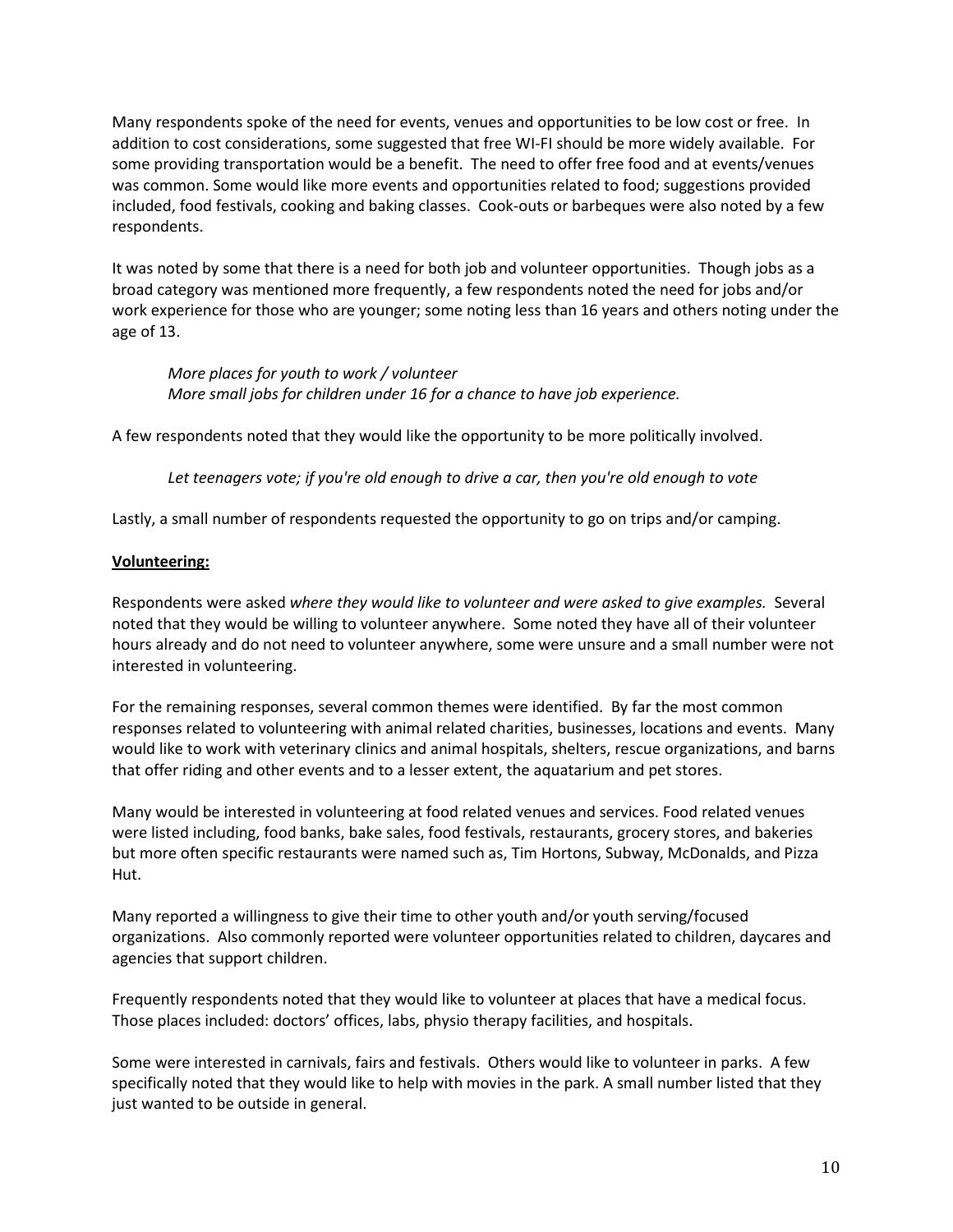Many respondents spoke of the need for events, venues and opportunities to be low cost or free. In addition to cost considerations, some suggested that free WI-FI should be more widely available. For some providing transportation would be a benefit. The need to offer free food and at events/venues was common. Some would like more events and opportunities related to food; suggestions provided included, food festivals, cooking and baking classes. Cook-outs or barbeques were also noted by a few respondents.

It was noted by some that there is a need for both job and volunteer opportunities. Though jobs as a broad category was mentioned more frequently, a few respondents noted the need for jobs and/or work experience for those who are younger; some noting less than 16 years and others noting under the age of 13.

> *More places for youth to work / volunteer*
> *More small jobs for children under 16 for a chance to have job experience.*

A few respondents noted that they would like the opportunity to be more politically involved.

> *Let teenagers vote; if you're old enough to drive a car, then you're old enough to vote*

Lastly, a small number of respondents requested the opportunity to go on trips and/or camping.

**<u>Volunteering:</u>**

Respondents were asked *where they would like to volunteer and were asked to give examples.* Several noted that they would be willing to volunteer anywhere. Some noted they have all of their volunteer hours already and do not need to volunteer anywhere, some were unsure and a small number were not interested in volunteering.

For the remaining responses, several common themes were identified. By far the most common responses related to volunteering with animal related charities, businesses, locations and events. Many would like to work with veterinary clinics and animal hospitals, shelters, rescue organizations, and barns that offer riding and other events and to a lesser extent, the aquatarium and pet stores.

Many would be interested in volunteering at food related venues and services. Food related venues were listed including, food banks, bake sales, food festivals, restaurants, grocery stores, and bakeries but more often specific restaurants were named such as, Tim Hortons, Subway, McDonalds, and Pizza Hut.

Many reported a willingness to give their time to other youth and/or youth serving/focused organizations. Also commonly reported were volunteer opportunities related to children, daycares and agencies that support children.

Frequently respondents noted that they would like to volunteer at places that have a medical focus. Those places included: doctors' offices, labs, physio therapy facilities, and hospitals.

Some were interested in carnivals, fairs and festivals. Others would like to volunteer in parks. A few specifically noted that they would like to help with movies in the park. A small number listed that they just wanted to be outside in general.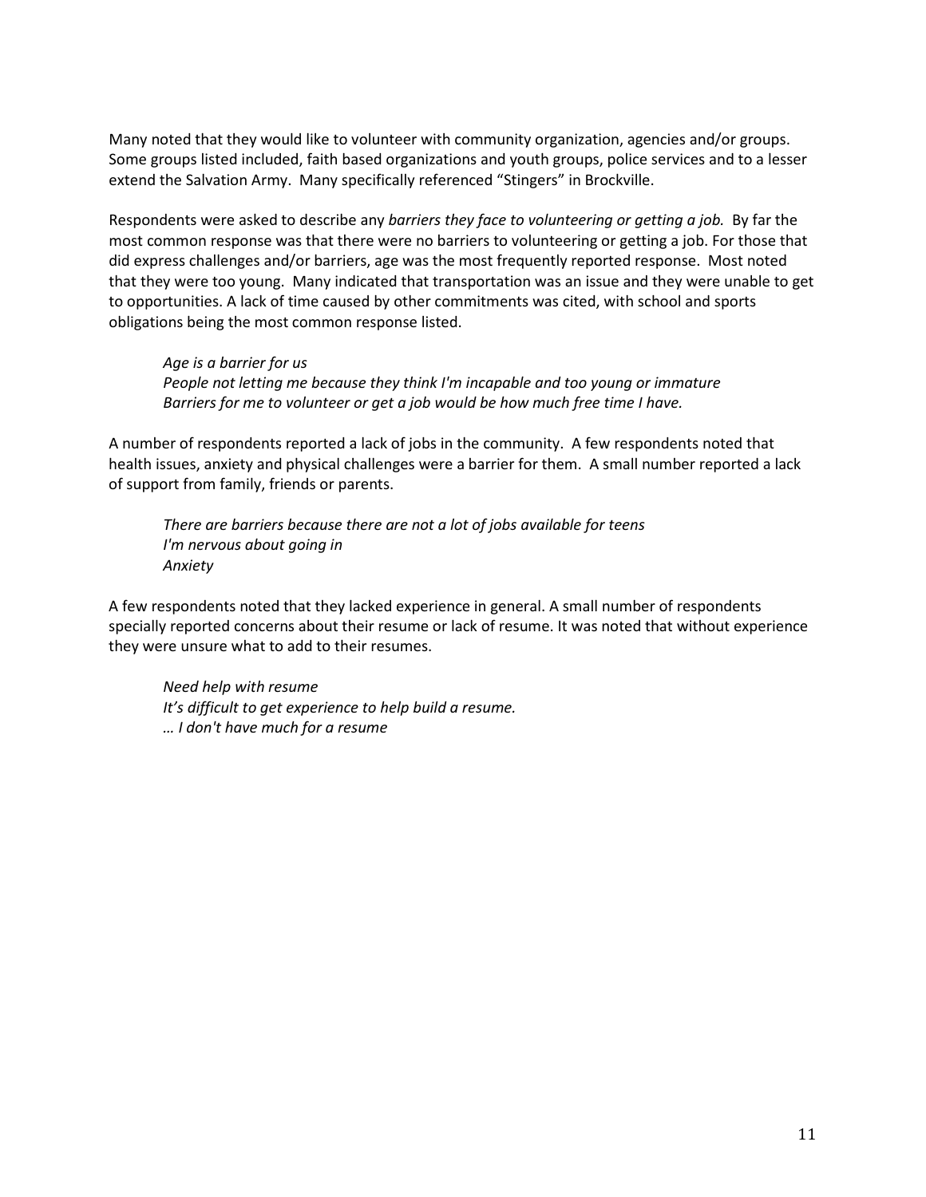Many noted that they would like to volunteer with community organization, agencies and/or groups. Some groups listed included, faith based organizations and youth groups, police services and to a lesser extend the Salvation Army. Many specifically referenced "Stingers" in Brockville.

Respondents were asked to describe any *barriers they face to volunteering or getting a job.* By far the most common response was that there were no barriers to volunteering or getting a job. For those that did express challenges and/or barriers, age was the most frequently reported response. Most noted that they were too young. Many indicated that transportation was an issue and they were unable to get to opportunities. A lack of time caused by other commitments was cited, with school and sports obligations being the most common response listed.

> *Age is a barrier for us*
> *People not letting me because they think I'm incapable and too young or immature*
> *Barriers for me to volunteer or get a job would be how much free time I have.*

A number of respondents reported a lack of jobs in the community. A few respondents noted that health issues, anxiety and physical challenges were a barrier for them. A small number reported a lack of support from family, friends or parents.

> *There are barriers because there are not a lot of jobs available for teens*
> *I'm nervous about going in*
> *Anxiety*

A few respondents noted that they lacked experience in general. A small number of respondents specially reported concerns about their resume or lack of resume. It was noted that without experience they were unsure what to add to their resumes.

> *Need help with resume*
> *It's difficult to get experience to help build a resume.*
> *… I don't have much for a resume*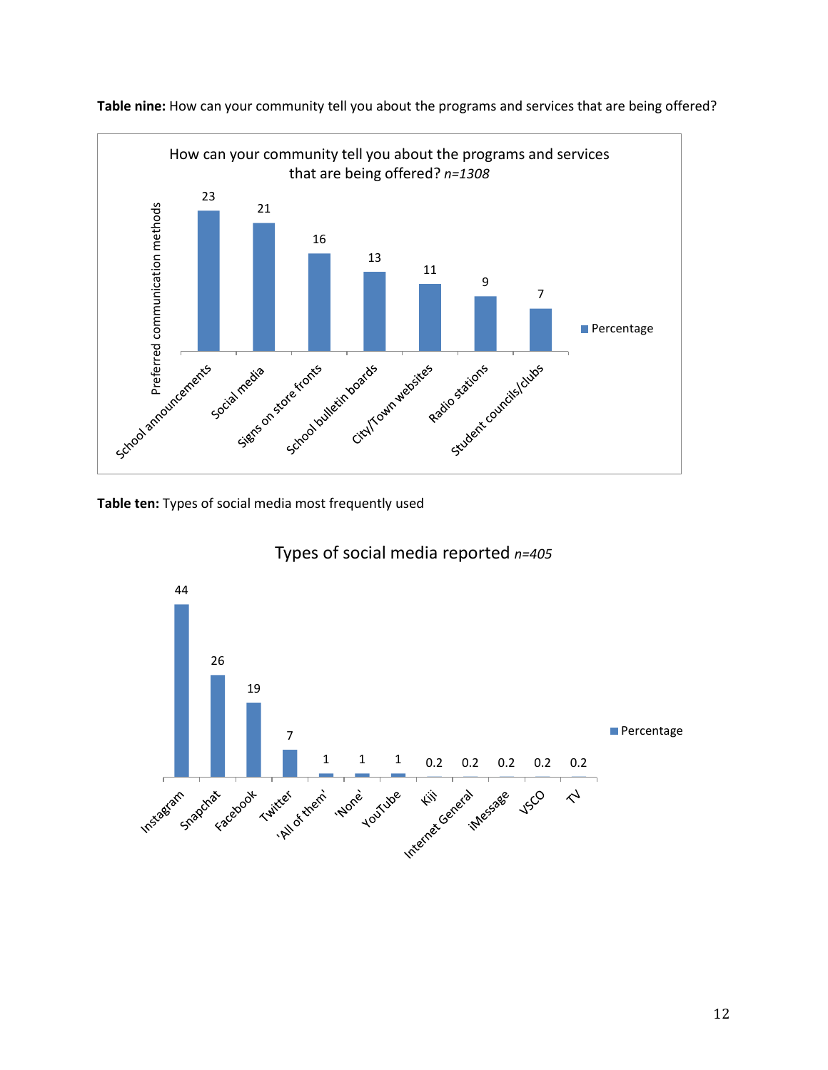**Table nine:** How can your community tell you about the programs and services that are being offered?

How can your community tell you about the programs and services that are being offered? *n=1308*

| Preferred communication methods | Percentage |
|---|---|
| School announcements | 23 |
| Social media | 21 |
| Signs on store fronts | 16 |
| School bulletin boards | 13 |
| City/Town websites | 11 |
| Radio stations | 9 |
| Student councils/clubs | 7 |

**Table ten:** Types of social media most frequently used

Types of social media reported *n=405*

| Type | Percentage |
|---|---|
| Instagram | 44 |
| Snapchat | 26 |
| Facebook | 19 |
| Twitter | 7 |
| 'All of them' | 1 |
| 'None' | 1 |
| YouTube | 1 |
| Kiji | 0.2 |
| Internet General | 0.2 |
| iMessage | 0.2 |
| VSCO | 0.2 |
| TV | 0.2 |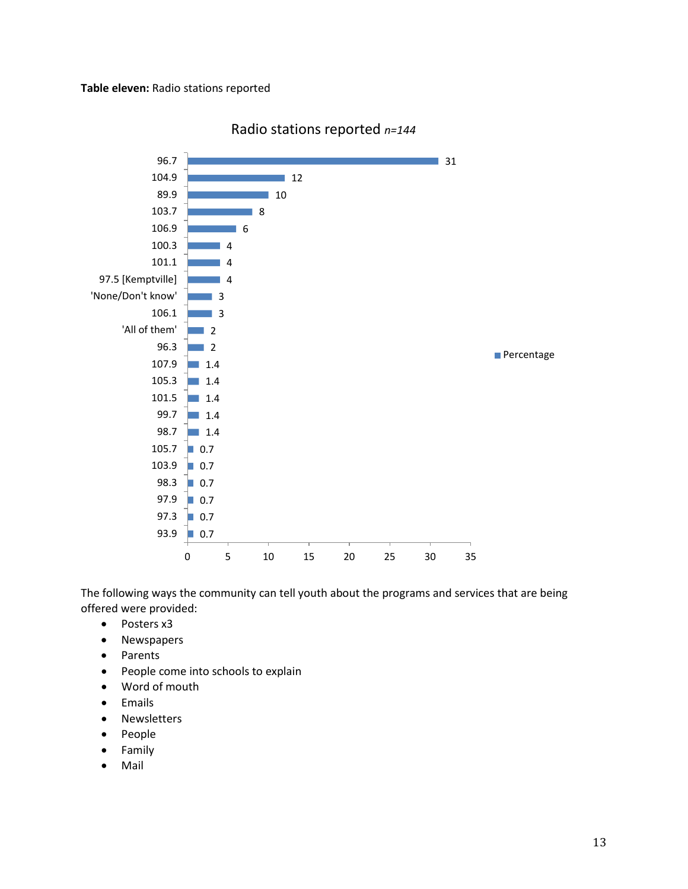**Table eleven:** Radio stations reported

Radio stations reported *n=144*

| Radio station | Percentage |
|---|---|
| 96.7 | 31 |
| 104.9 | 12 |
| 89.9 | 10 |
| 103.7 | 8 |
| 106.9 | 6 |
| 100.3 | 4 |
| 101.1 | 4 |
| 97.5 [Kemptville] | 4 |
| 'None/Don't know' | 3 |
| 106.1 | 3 |
| 'All of them' | 2 |
| 96.3 | 2 |
| 107.9 | 1.4 |
| 105.3 | 1.4 |
| 101.5 | 1.4 |
| 99.7 | 1.4 |
| 98.7 | 1.4 |
| 105.7 | 0.7 |
| 103.9 | 0.7 |
| 98.3 | 0.7 |
| 97.9 | 0.7 |
| 97.3 | 0.7 |
| 93.9 | 0.7 |

The following ways the community can tell youth about the programs and services that are being offered were provided:

- Posters x3
- Newspapers
- Parents
- People come into schools to explain
- Word of mouth
- Emails
- Newsletters
- People
- Family
- Mail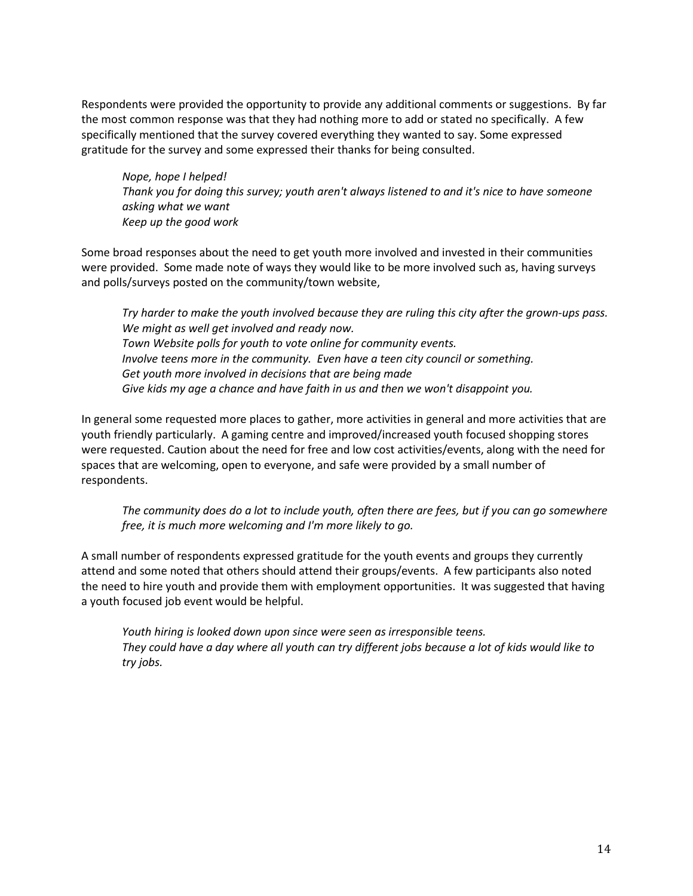Respondents were provided the opportunity to provide any additional comments or suggestions. By far the most common response was that they had nothing more to add or stated no specifically. A few specifically mentioned that the survey covered everything they wanted to say. Some expressed gratitude for the survey and some expressed their thanks for being consulted.

> *Nope, hope I helped!*
> *Thank you for doing this survey; youth aren't always listened to and it's nice to have someone asking what we want*
> *Keep up the good work*

Some broad responses about the need to get youth more involved and invested in their communities were provided. Some made note of ways they would like to be more involved such as, having surveys and polls/surveys posted on the community/town website,

> *Try harder to make the youth involved because they are ruling this city after the grown-ups pass. We might as well get involved and ready now.*
> *Town Website polls for youth to vote online for community events.*
> *Involve teens more in the community. Even have a teen city council or something.*
> *Get youth more involved in decisions that are being made*
> *Give kids my age a chance and have faith in us and then we won't disappoint you.*

In general some requested more places to gather, more activities in general and more activities that are youth friendly particularly. A gaming centre and improved/increased youth focused shopping stores were requested. Caution about the need for free and low cost activities/events, along with the need for spaces that are welcoming, open to everyone, and safe were provided by a small number of respondents.

> *The community does do a lot to include youth, often there are fees, but if you can go somewhere free, it is much more welcoming and I'm more likely to go.*

A small number of respondents expressed gratitude for the youth events and groups they currently attend and some noted that others should attend their groups/events. A few participants also noted the need to hire youth and provide them with employment opportunities. It was suggested that having a youth focused job event would be helpful.

> *Youth hiring is looked down upon since were seen as irresponsible teens.*
> *They could have a day where all youth can try different jobs because a lot of kids would like to try jobs.*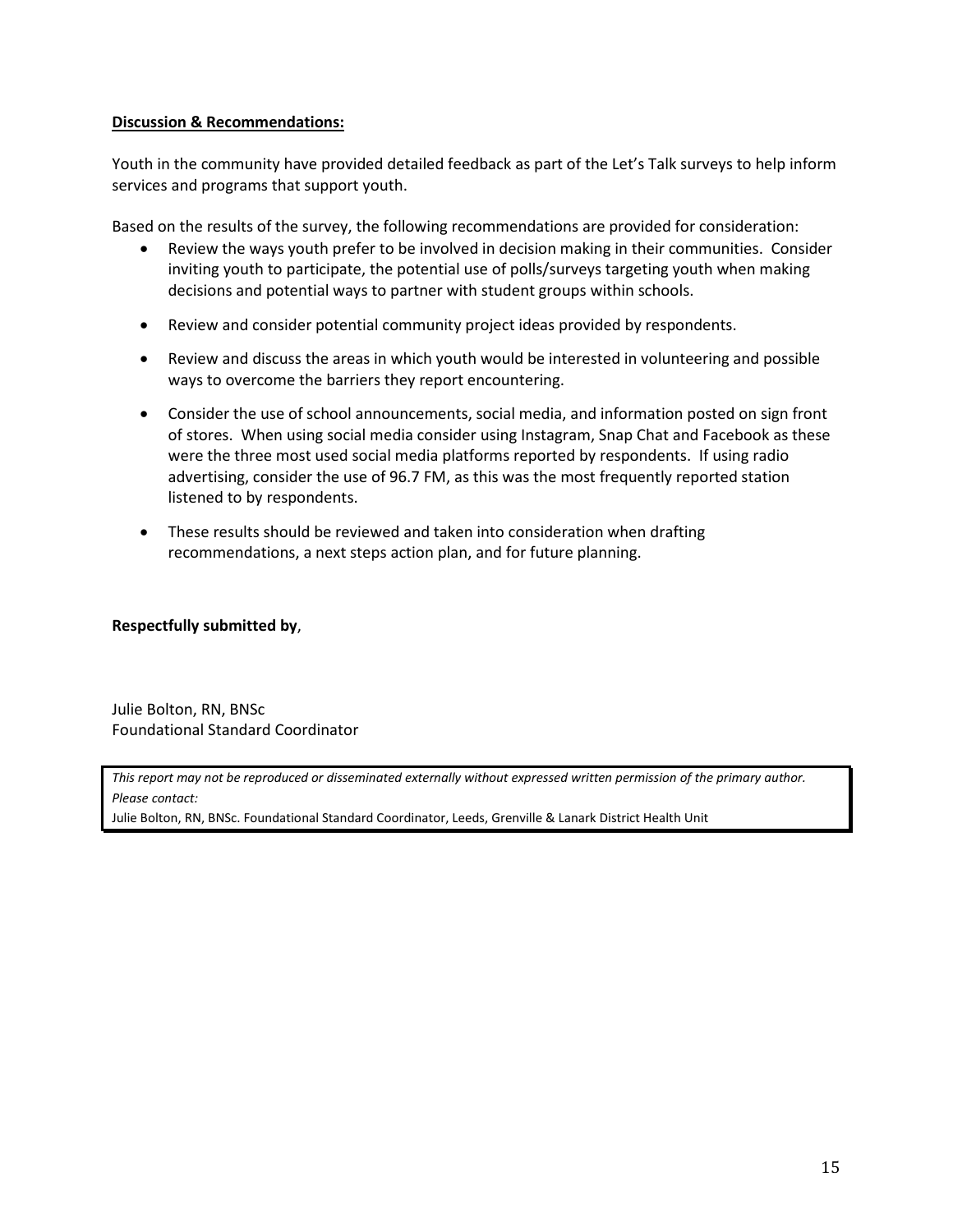**Discussion & Recommendations:**

Youth in the community have provided detailed feedback as part of the Let's Talk surveys to help inform services and programs that support youth.

Based on the results of the survey, the following recommendations are provided for consideration:

- Review the ways youth prefer to be involved in decision making in their communities. Consider inviting youth to participate, the potential use of polls/surveys targeting youth when making decisions and potential ways to partner with student groups within schools.
- Review and consider potential community project ideas provided by respondents.
- Review and discuss the areas in which youth would be interested in volunteering and possible ways to overcome the barriers they report encountering.
- Consider the use of school announcements, social media, and information posted on sign front of stores. When using social media consider using Instagram, Snap Chat and Facebook as these were the three most used social media platforms reported by respondents. If using radio advertising, consider the use of 96.7 FM, as this was the most frequently reported station listened to by respondents.
- These results should be reviewed and taken into consideration when drafting recommendations, a next steps action plan, and for future planning.

**Respectfully submitted by**,

Julie Bolton, RN, BNSc
Foundational Standard Coordinator

*This report may not be reproduced or disseminated externally without expressed written permission of the primary author. Please contact:*
Julie Bolton, RN, BNSc. Foundational Standard Coordinator, Leeds, Grenville & Lanark District Health Unit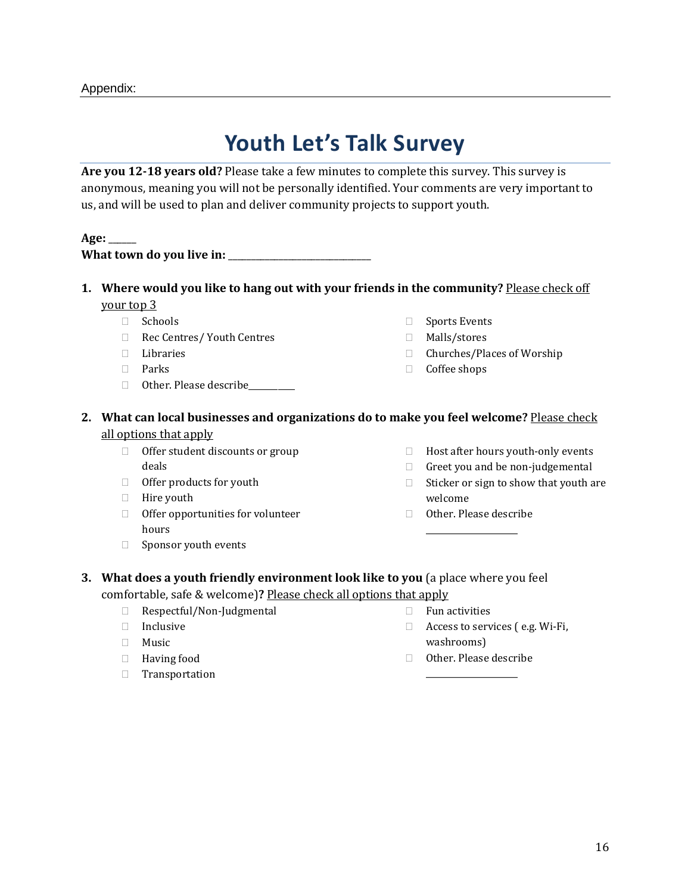Appendix:

# Youth Let's Talk Survey

**Are you 12-18 years old?** Please take a few minutes to complete this survey. This survey is anonymous, meaning you will not be personally identified. Your comments are very important to us, and will be used to plan and deliver community projects to support youth.

**Age:** _____

**What town do you live in:** ____________________________

1. **Where would you like to hang out with your friends in the community?** Please check off your top 3
   - ☐ Schools
   - ☐ Rec Centres/ Youth Centres
   - ☐ Libraries
   - ☐ Parks
   - ☐ Other. Please describe__________
   - ☐ Sports Events
   - ☐ Malls/stores
   - ☐ Churches/Places of Worship
   - ☐ Coffee shops

2. **What can local businesses and organizations do to make you feel welcome?** Please check all options that apply
   - ☐ Offer student discounts or group deals
   - ☐ Offer products for youth
   - ☐ Hire youth
   - ☐ Offer opportunities for volunteer hours
   - ☐ Sponsor youth events
   - ☐ Host after hours youth-only events
   - ☐ Greet you and be non-judgemental
   - ☐ Sticker or sign to show that youth are welcome
   - ☐ Other. Please describe __________________

3. **What does a youth friendly environment look like to you** (a place where you feel comfortable, safe & welcome)**?** Please check all options that apply
   - ☐ Respectful/Non-Judgmental
   - ☐ Inclusive
   - ☐ Music
   - ☐ Having food
   - ☐ Transportation
   - ☐ Fun activities
   - ☐ Access to services ( e.g. Wi-Fi, washrooms)
   - ☐ Other. Please describe __________________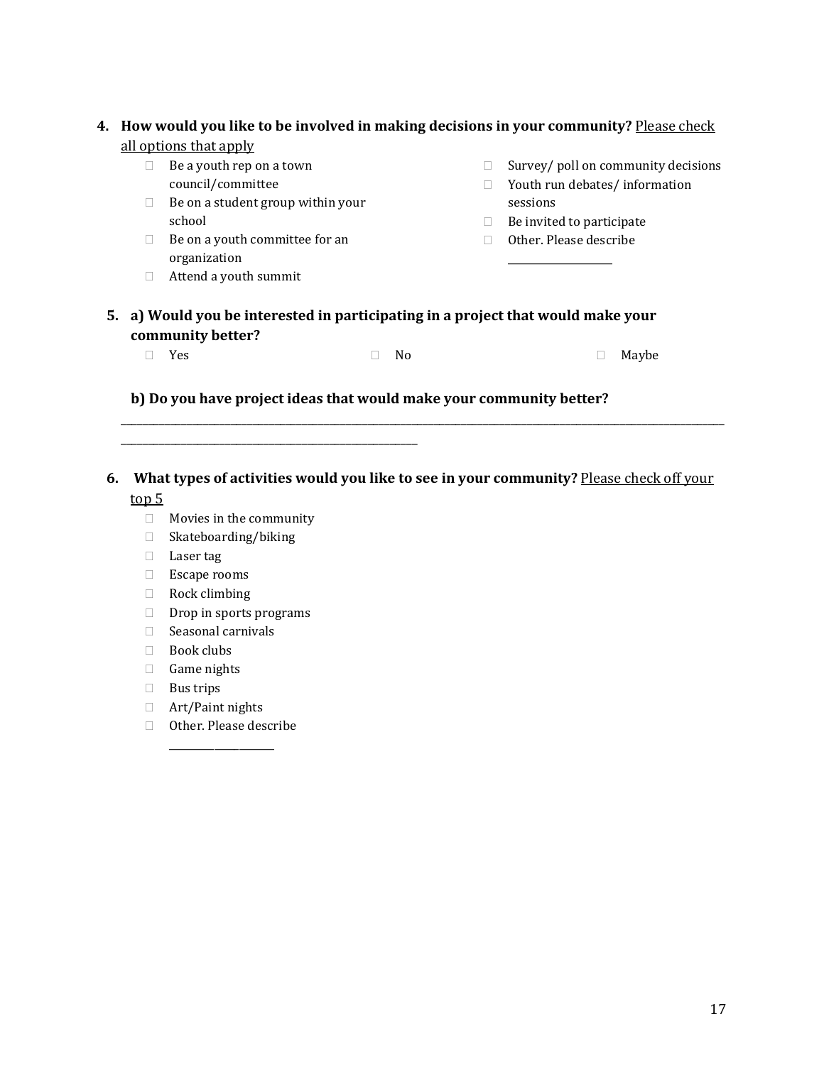**4. How would you like to be involved in making decisions in your community?** Please check all options that apply

- ☐ Be a youth rep on a town council/committee
- ☐ Be on a student group within your school
- ☐ Be on a youth committee for an organization
- ☐ Attend a youth summit
- ☐ Survey/ poll on community decisions
- ☐ Youth run debates/ information sessions
- ☐ Be invited to participate
- ☐ Other. Please describe ____________________

**5. a) Would you be interested in participating in a project that would make your community better?**

- ☐ Yes
- ☐ No
- ☐ Maybe

**b) Do you have project ideas that would make your community better?**

________________________________________________________________________________________________________________________

______________________________________________________

**6. What types of activities would you like to see in your community?** Please check off your top 5

- ☐ Movies in the community
- ☐ Skateboarding/biking
- ☐ Laser tag
- ☐ Escape rooms
- ☐ Rock climbing
- ☐ Drop in sports programs
- ☐ Seasonal carnivals
- ☐ Book clubs
- ☐ Game nights
- ☐ Bus trips
- ☐ Art/Paint nights
- ☐ Other. Please describe ____________________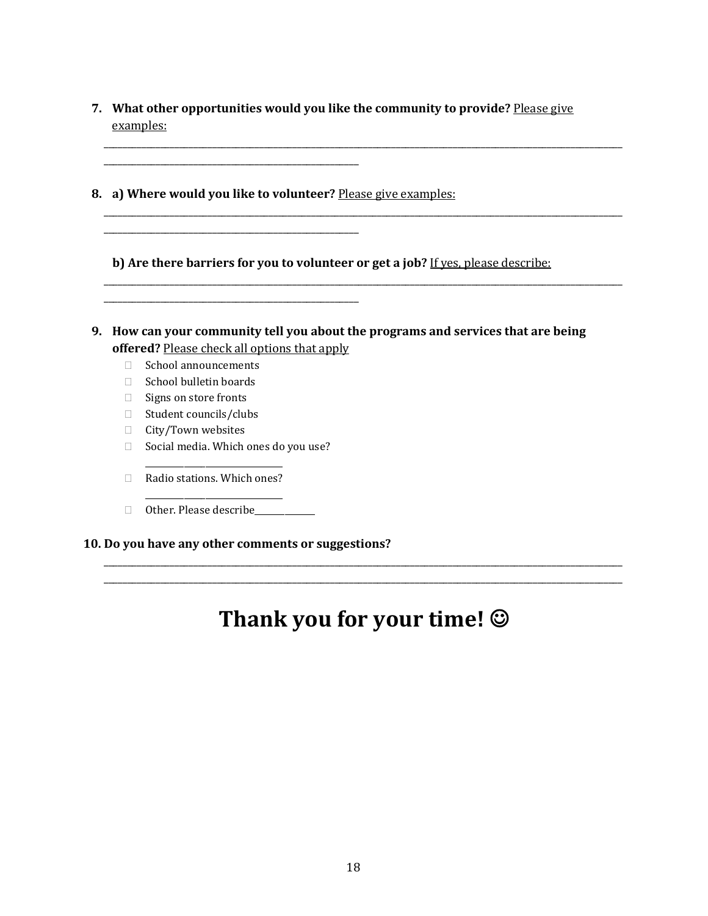7. **What other opportunities would you like the community to provide?** <u>Please give examples:</u>

_______________________________________________________________________________________________
________________________________________________

8. **a) Where would you like to volunteer?** <u>Please give examples:</u>

_______________________________________________________________________________________________
________________________________________________

   **b) Are there barriers for you to volunteer or get a job?** <u>If yes, please describe:</u>

_______________________________________________________________________________________________
________________________________________________

9. **How can your community tell you about the programs and services that are being offered?** <u>Please check all options that apply</u>
   - ☐ School announcements
   - ☐ School bulletin boards
   - ☐ Signs on store fronts
   - ☐ Student councils/clubs
   - ☐ City/Town websites
   - ☐ Social media. Which ones do you use? ____________________
   - ☐ Radio stations. Which ones? ____________________
   - ☐ Other. Please describe____________

10. **Do you have any other comments or suggestions?**

_______________________________________________________________________________________________
_______________________________________________________________________________________________

# Thank you for your time! ☺